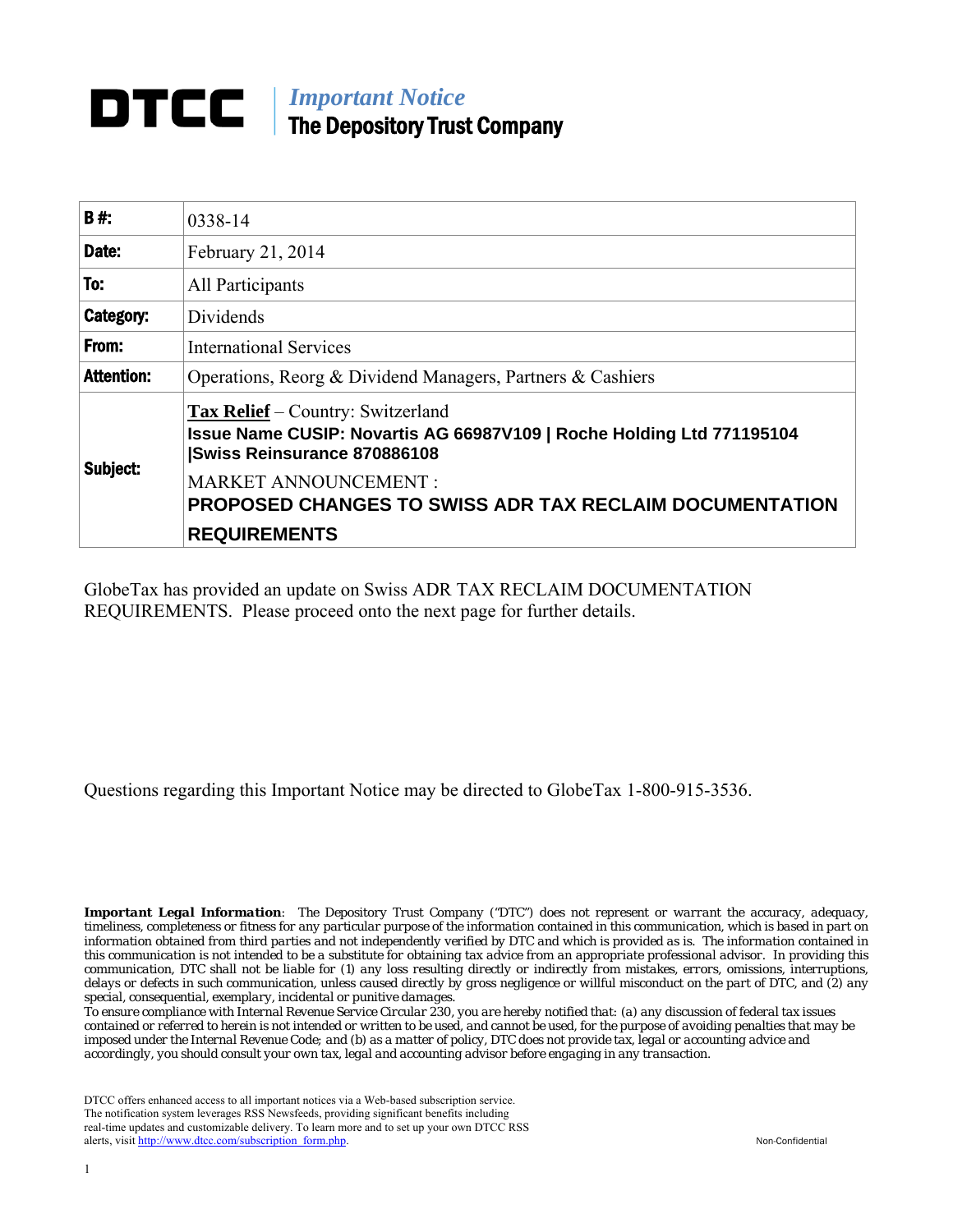# DTCC | *Important Notice*
## The Depository Trust Company

| | |
|---|---|
| **B #:** | 0338-14 |
| **Date:** | February 21, 2014 |
| **To:** | All Participants |
| **Category:** | Dividends |
| **From:** | International Services |
| **Attention:** | Operations, Reorg & Dividend Managers, Partners & Cashiers |
| **Subject:** | **Tax Relief** – Country: Switzerland<br>**Issue Name CUSIP: Novartis AG 66987V109 \| Roche Holding Ltd 771195104 \|Swiss Reinsurance 870886108**<br>MARKET ANNOUNCEMENT :<br>**PROPOSED CHANGES TO SWISS ADR TAX RECLAIM DOCUMENTATION REQUIREMENTS** |

GlobeTax has provided an update on Swiss ADR TAX RECLAIM DOCUMENTATION REQUIREMENTS. Please proceed onto the next page for further details.

Questions regarding this Important Notice may be directed to GlobeTax 1-800-915-3536.

***Important Legal Information***: The Depository Trust Company ("DTC") does not represent or warrant the accuracy, adequacy, timeliness, completeness or fitness for any particular purpose of the information contained in this communication, which is based in part on information obtained from third parties and not independently verified by DTC and which is provided as is. The information contained in this communication is not intended to be a substitute for obtaining tax advice from an appropriate professional advisor. In providing this communication, DTC shall not be liable for (1) any loss resulting directly or indirectly from mistakes, errors, omissions, interruptions, delays or defects in such communication, unless caused directly by gross negligence or willful misconduct on the part of DTC, and (2) any special, consequential, exemplary, incidental or punitive damages.

*To ensure compliance with Internal Revenue Service Circular 230, you are hereby notified that: (a) any discussion of federal tax issues contained or referred to herein is not intended or written to be used, and cannot be used, for the purpose of avoiding penalties that may be imposed under the Internal Revenue Code; and (b) as a matter of policy, DTC does not provide tax, legal or accounting advice and accordingly, you should consult your own tax, legal and accounting advisor before engaging in any transaction.*

DTCC offers enhanced access to all important notices via a Web-based subscription service. The notification system leverages RSS Newsfeeds, providing significant benefits including real-time updates and customizable delivery. To learn more and to set up your own DTCC RSS alerts, visit http://www.dtcc.com/subscription_form.php.

Non-Confidential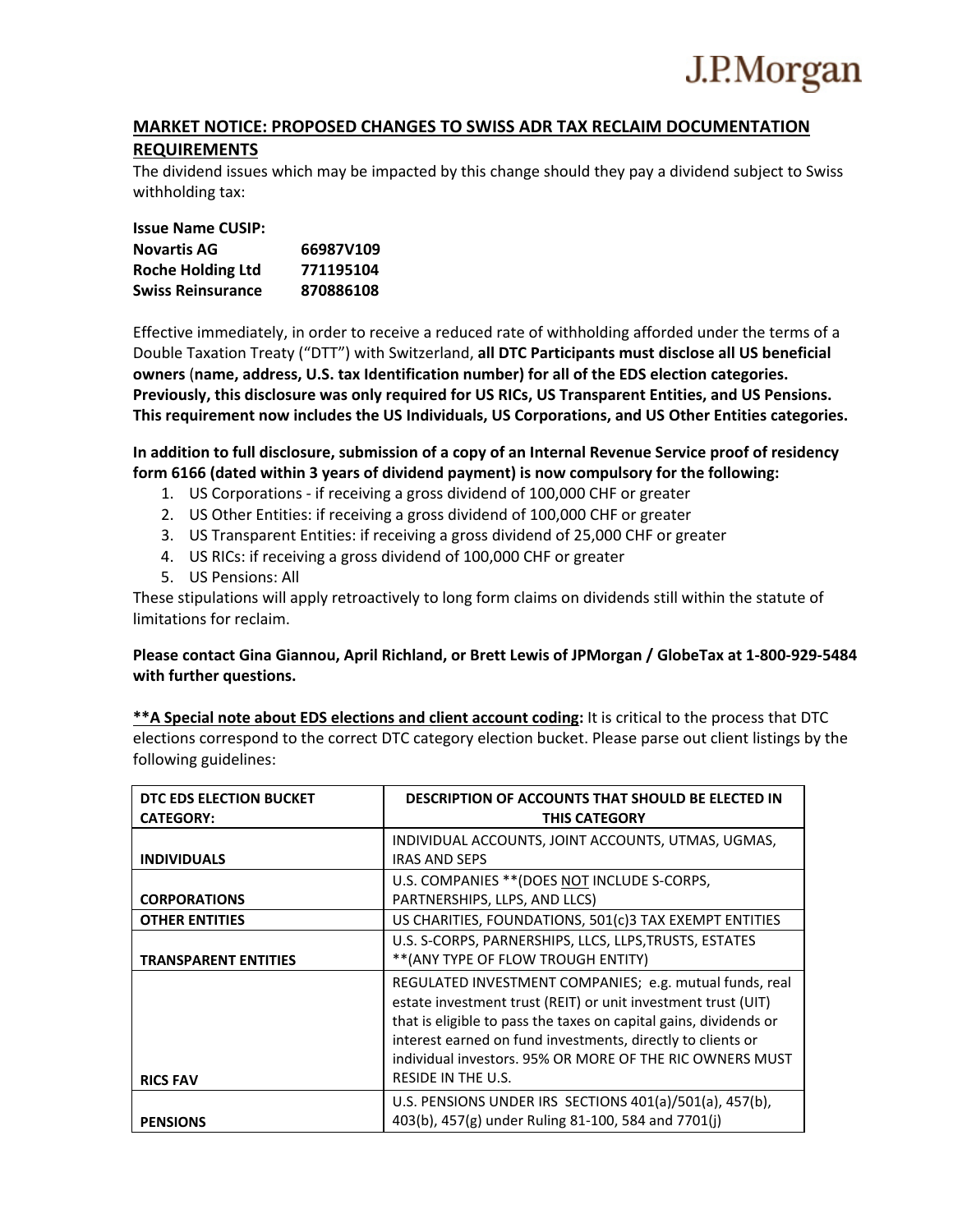## MARKET NOTICE: PROPOSED CHANGES TO SWISS ADR TAX RECLAIM DOCUMENTATION REQUIREMENTS

The dividend issues which may be impacted by this change should they pay a dividend subject to Swiss withholding tax:

| **Issue Name CUSIP:** | |
|---|---|
| **Novartis AG** | **66987V109** |
| **Roche Holding Ltd** | **771195104** |
| **Swiss Reinsurance** | **870886108** |

Effective immediately, in order to receive a reduced rate of withholding afforded under the terms of a Double Taxation Treaty ("DTT") with Switzerland, **all DTC Participants must disclose all US beneficial owners** (**name, address, U.S. tax Identification number) for all of the EDS election categories. Previously, this disclosure was only required for US RICs, US Transparent Entities, and US Pensions. This requirement now includes the US Individuals, US Corporations, and US Other Entities categories.**

**In addition to full disclosure, submission of a copy of an Internal Revenue Service proof of residency form 6166 (dated within 3 years of dividend payment) is now compulsory for the following:**

1. US Corporations - if receiving a gross dividend of 100,000 CHF or greater
2. US Other Entities: if receiving a gross dividend of 100,000 CHF or greater
3. US Transparent Entities: if receiving a gross dividend of 25,000 CHF or greater
4. US RICs: if receiving a gross dividend of 100,000 CHF or greater
5. US Pensions: All

These stipulations will apply retroactively to long form claims on dividends still within the statute of limitations for reclaim.

**Please contact Gina Giannou, April Richland, or Brett Lewis of JPMorgan / GlobeTax at 1-800-929-5484 with further questions.**

**\*\*A Special note about EDS elections and client account coding:** It is critical to the process that DTC elections correspond to the correct DTC category election bucket. Please parse out client listings by the following guidelines:

| DTC EDS ELECTION BUCKET CATEGORY: | DESCRIPTION OF ACCOUNTS THAT SHOULD BE ELECTED IN THIS CATEGORY |
|---|---|
| **INDIVIDUALS** | INDIVIDUAL ACCOUNTS, JOINT ACCOUNTS, UTMAS, UGMAS, IRAS AND SEPS |
| **CORPORATIONS** | U.S. COMPANIES **(DOES NOT INCLUDE S-CORPS, PARTNERSHIPS, LLPS, AND LLCS) |
| **OTHER ENTITIES** | US CHARITIES, FOUNDATIONS, 501(c)3 TAX EXEMPT ENTITIES |
| **TRANSPARENT ENTITIES** | U.S. S-CORPS, PARNERSHIPS, LLCS, LLPS,TRUSTS, ESTATES **(ANY TYPE OF FLOW TROUGH ENTITY) |
| **RICS FAV** | REGULATED INVESTMENT COMPANIES; e.g. mutual funds, real estate investment trust (REIT) or unit investment trust (UIT) that is eligible to pass the taxes on capital gains, dividends or interest earned on fund investments, directly to clients or individual investors. 95% OR MORE OF THE RIC OWNERS MUST RESIDE IN THE U.S. |
| **PENSIONS** | U.S. PENSIONS UNDER IRS SECTIONS 401(a)/501(a), 457(b), 403(b), 457(g) under Ruling 81-100, 584 and 7701(j) |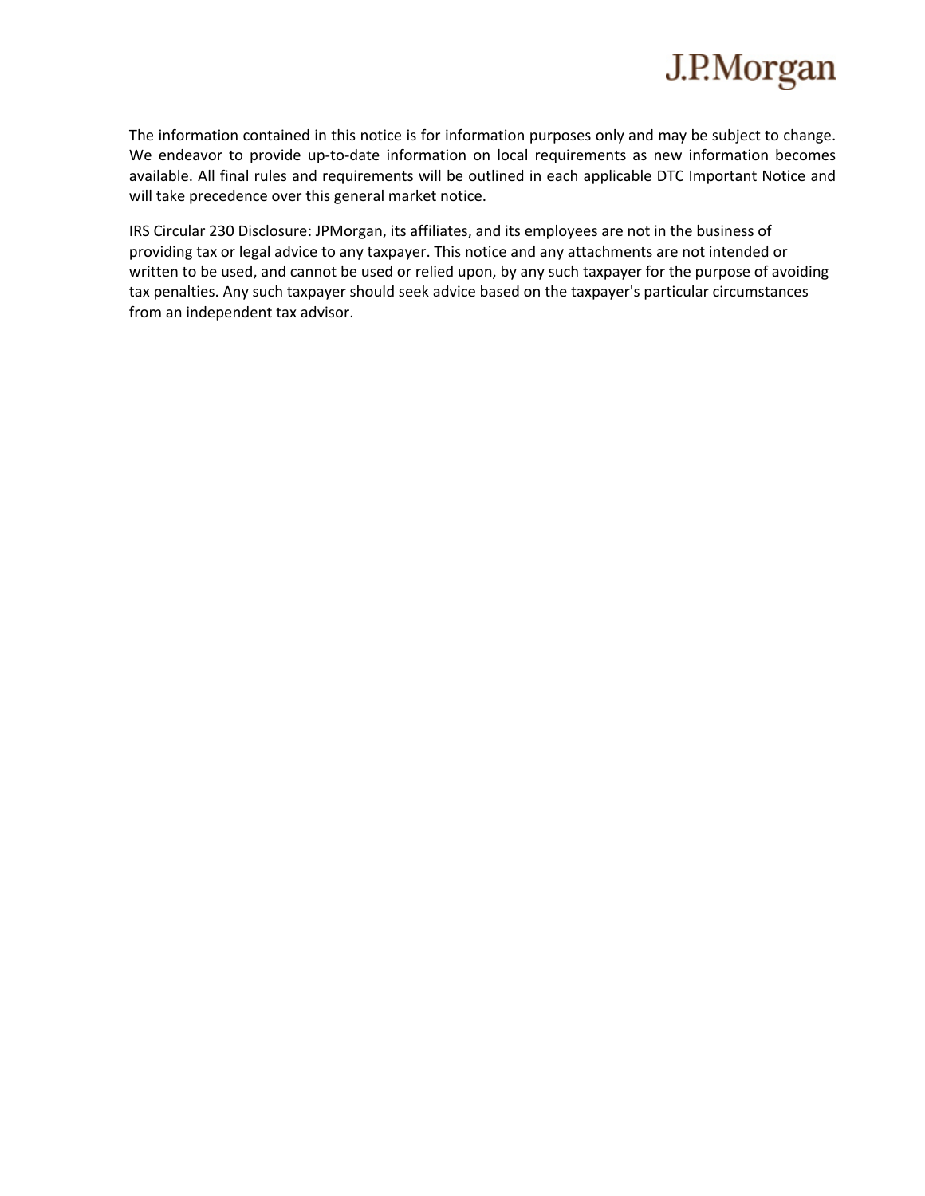The information contained in this notice is for information purposes only and may be subject to change. We endeavor to provide up-to-date information on local requirements as new information becomes available. All final rules and requirements will be outlined in each applicable DTC Important Notice and will take precedence over this general market notice.

IRS Circular 230 Disclosure: JPMorgan, its affiliates, and its employees are not in the business of providing tax or legal advice to any taxpayer. This notice and any attachments are not intended or written to be used, and cannot be used or relied upon, by any such taxpayer for the purpose of avoiding tax penalties. Any such taxpayer should seek advice based on the taxpayer's particular circumstances from an independent tax advisor.